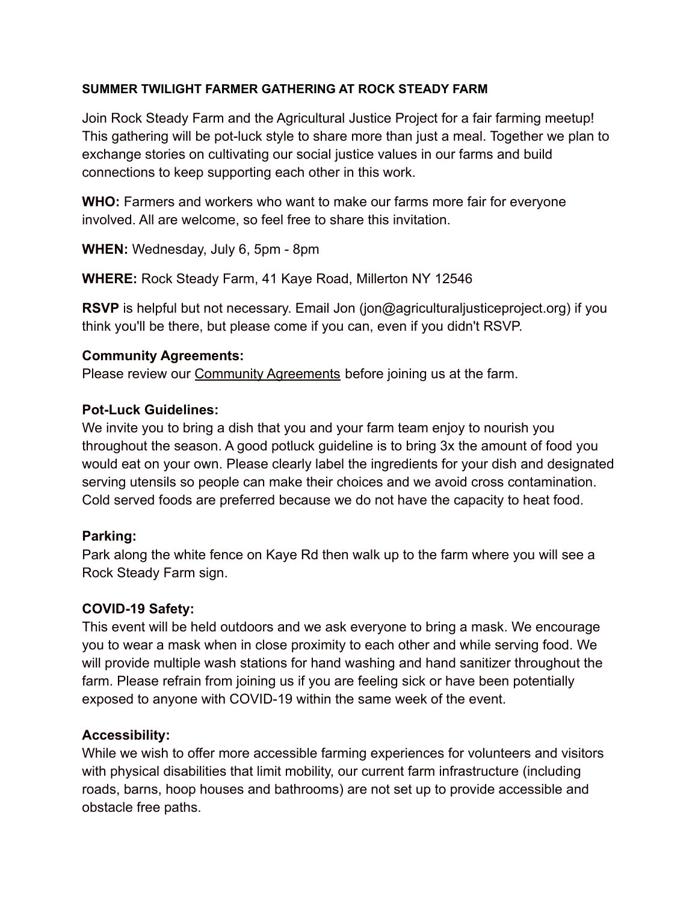**SUMMER TWILIGHT FARMER GATHERING AT ROCK STEADY FARM**

Join Rock Steady Farm and the Agricultural Justice Project for a fair farming meetup! This gathering will be pot-luck style to share more than just a meal. Together we plan to exchange stories on cultivating our social justice values in our farms and build connections to keep supporting each other in this work.

**WHO:** Farmers and workers who want to make our farms more fair for everyone involved. All are welcome, so feel free to share this invitation.

**WHEN:** Wednesday, July 6, 5pm - 8pm

**WHERE:** Rock Steady Farm, 41 Kaye Road, Millerton NY 12546

**RSVP** is helpful but not necessary. Email Jon (jon@agriculturaljusticeproject.org) if you think you'll be there, but please come if you can, even if you didn't RSVP.

**Community Agreements:**
Please review our Community Agreements before joining us at the farm.

**Pot-Luck Guidelines:**
We invite you to bring a dish that you and your farm team enjoy to nourish you throughout the season. A good potluck guideline is to bring 3x the amount of food you would eat on your own. Please clearly label the ingredients for your dish and designated serving utensils so people can make their choices and we avoid cross contamination. Cold served foods are preferred because we do not have the capacity to heat food.

**Parking:**
Park along the white fence on Kaye Rd then walk up to the farm where you will see a Rock Steady Farm sign.

**COVID-19 Safety:**
This event will be held outdoors and we ask everyone to bring a mask. We encourage you to wear a mask when in close proximity to each other and while serving food. We will provide multiple wash stations for hand washing and hand sanitizer throughout the farm. Please refrain from joining us if you are feeling sick or have been potentially exposed to anyone with COVID-19 within the same week of the event.

**Accessibility:**
While we wish to offer more accessible farming experiences for volunteers and visitors with physical disabilities that limit mobility, our current farm infrastructure (including roads, barns, hoop houses and bathrooms) are not set up to provide accessible and obstacle free paths.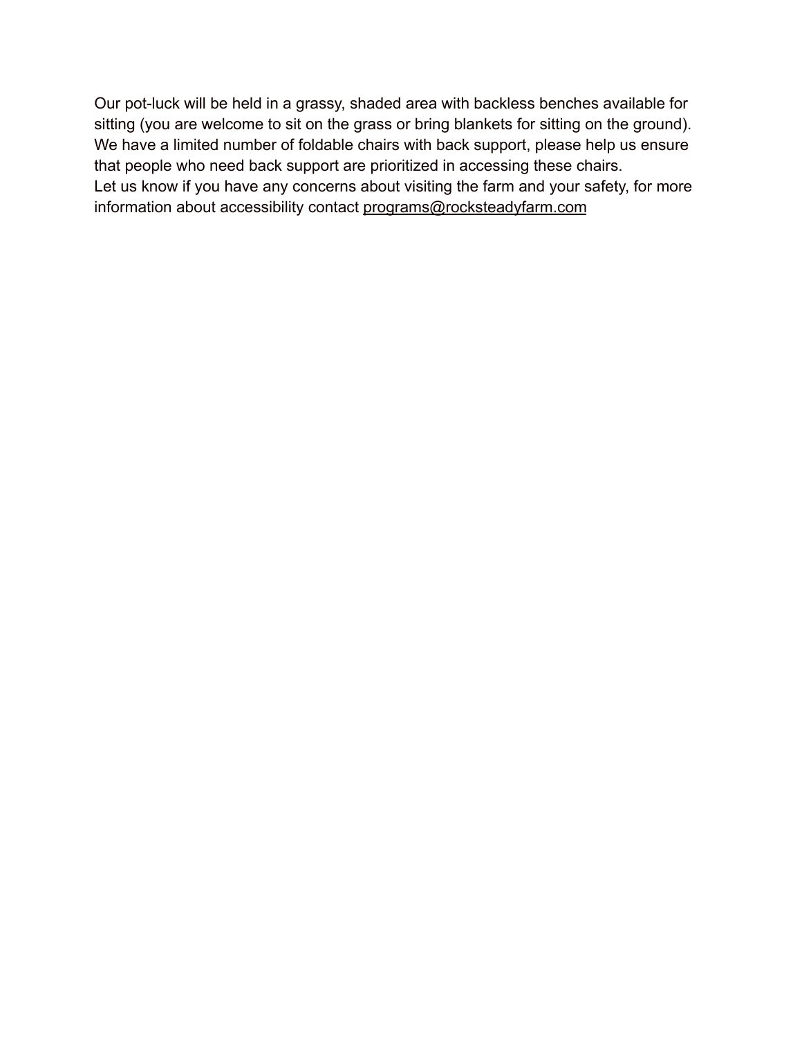Our pot-luck will be held in a grassy, shaded area with backless benches available for sitting (you are welcome to sit on the grass or bring blankets for sitting on the ground). We have a limited number of foldable chairs with back support, please help us ensure that people who need back support are prioritized in accessing these chairs.

Let us know if you have any concerns about visiting the farm and your safety, for more information about accessibility contact programs@rocksteadyfarm.com